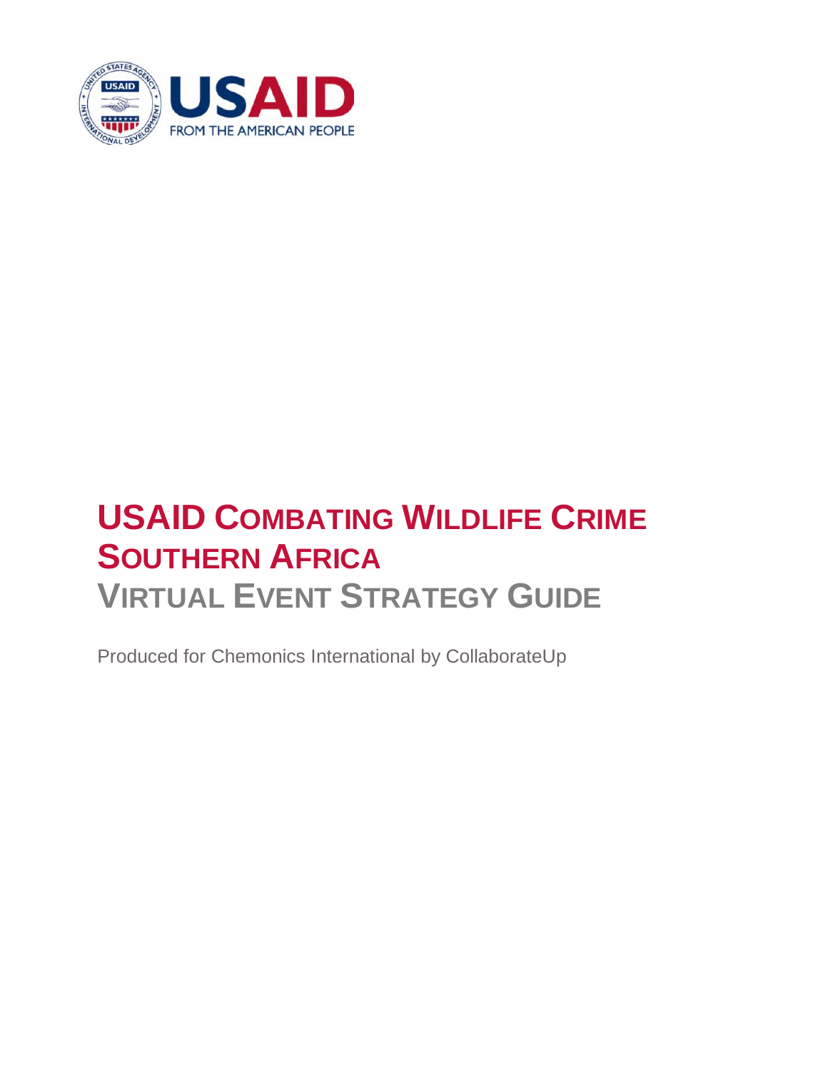USAID

FROM THE AMERICAN PEOPLE

# USAID COMBATING WILDLIFE CRIME SOUTHERN AFRICA

## VIRTUAL EVENT STRATEGY GUIDE

Produced for Chemonics International by CollaborateUp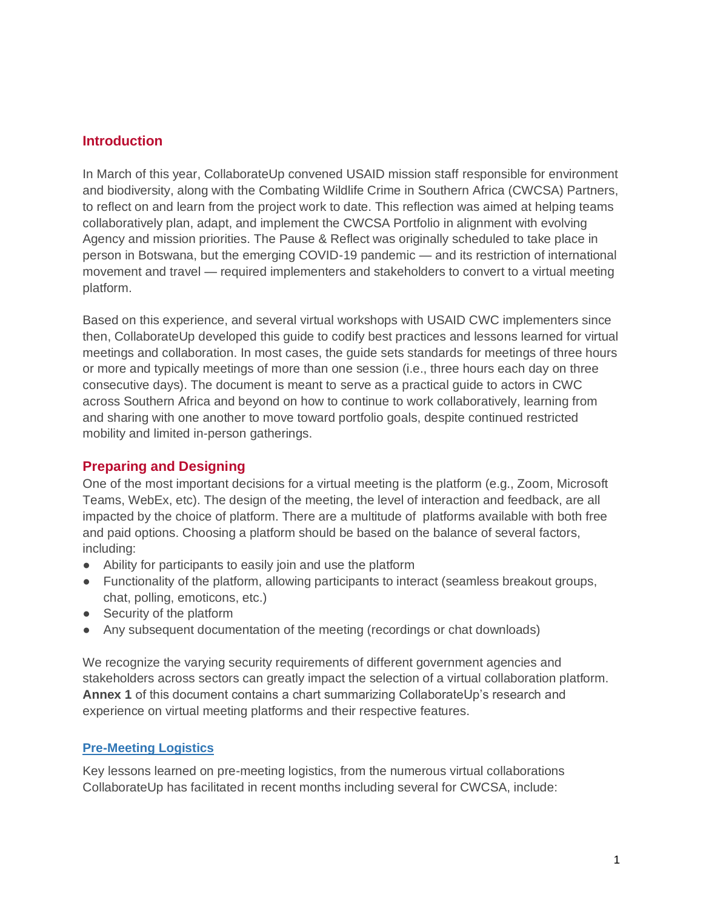## Introduction

In March of this year, CollaborateUp convened USAID mission staff responsible for environment and biodiversity, along with the Combating Wildlife Crime in Southern Africa (CWCSA) Partners, to reflect on and learn from the project work to date. This reflection was aimed at helping teams collaboratively plan, adapt, and implement the CWCSA Portfolio in alignment with evolving Agency and mission priorities. The Pause & Reflect was originally scheduled to take place in person in Botswana, but the emerging COVID-19 pandemic — and its restriction of international movement and travel — required implementers and stakeholders to convert to a virtual meeting platform.

Based on this experience, and several virtual workshops with USAID CWC implementers since then, CollaborateUp developed this guide to codify best practices and lessons learned for virtual meetings and collaboration. In most cases, the guide sets standards for meetings of three hours or more and typically meetings of more than one session (i.e., three hours each day on three consecutive days). The document is meant to serve as a practical guide to actors in CWC across Southern Africa and beyond on how to continue to work collaboratively, learning from and sharing with one another to move toward portfolio goals, despite continued restricted mobility and limited in-person gatherings.

## Preparing and Designing

One of the most important decisions for a virtual meeting is the platform (e.g., Zoom, Microsoft Teams, WebEx, etc). The design of the meeting, the level of interaction and feedback, are all impacted by the choice of platform. There are a multitude of platforms available with both free and paid options. Choosing a platform should be based on the balance of several factors, including:

- Ability for participants to easily join and use the platform
- Functionality of the platform, allowing participants to interact (seamless breakout groups, chat, polling, emoticons, etc.)
- Security of the platform
- Any subsequent documentation of the meeting (recordings or chat downloads)

We recognize the varying security requirements of different government agencies and stakeholders across sectors can greatly impact the selection of a virtual collaboration platform. **Annex 1** of this document contains a chart summarizing CollaborateUp's research and experience on virtual meeting platforms and their respective features.

### Pre-Meeting Logistics

Key lessons learned on pre-meeting logistics, from the numerous virtual collaborations CollaborateUp has facilitated in recent months including several for CWCSA, include: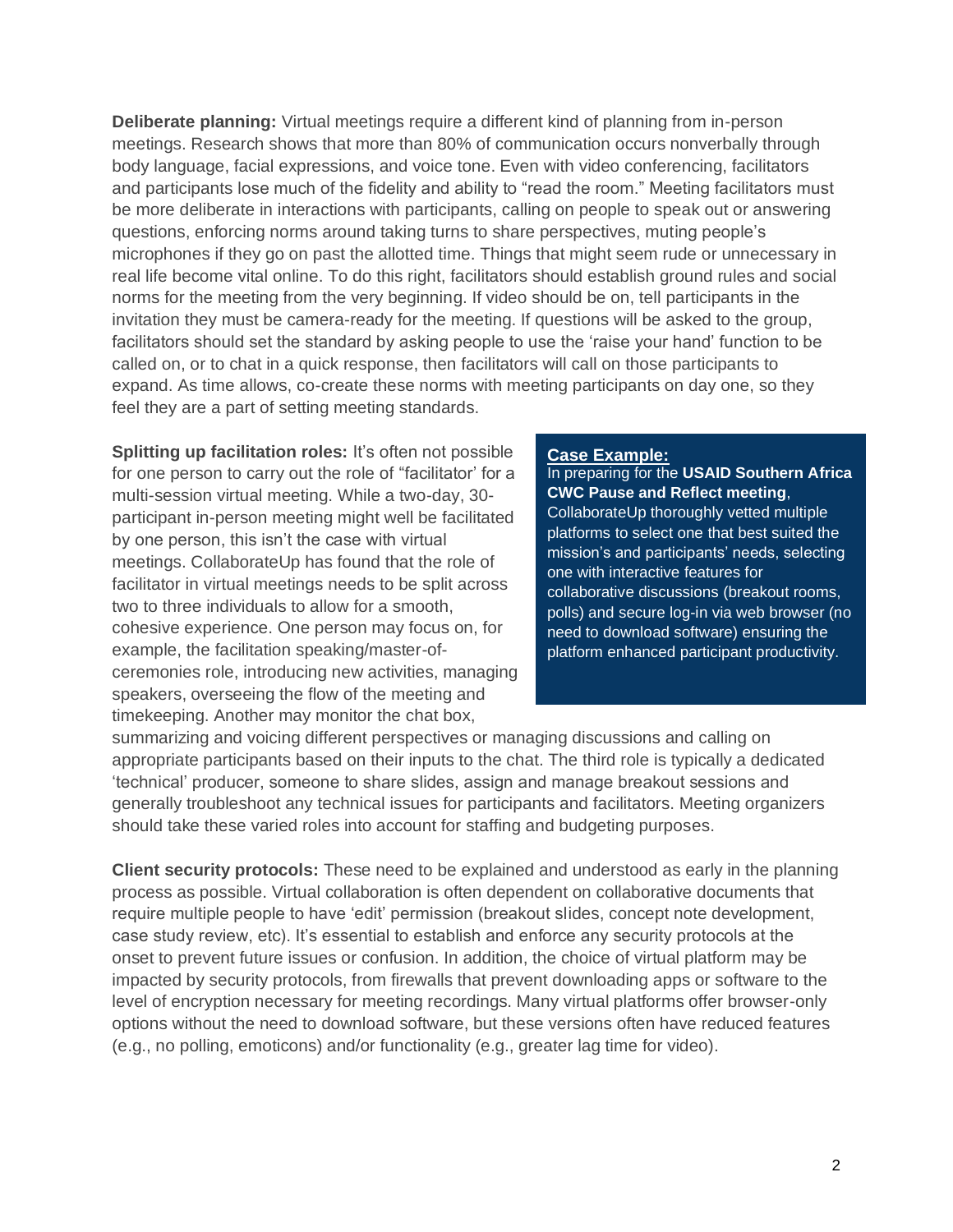**Deliberate planning:** Virtual meetings require a different kind of planning from in-person meetings. Research shows that more than 80% of communication occurs nonverbally through body language, facial expressions, and voice tone. Even with video conferencing, facilitators and participants lose much of the fidelity and ability to "read the room." Meeting facilitators must be more deliberate in interactions with participants, calling on people to speak out or answering questions, enforcing norms around taking turns to share perspectives, muting people's microphones if they go on past the allotted time. Things that might seem rude or unnecessary in real life become vital online. To do this right, facilitators should establish ground rules and social norms for the meeting from the very beginning. If video should be on, tell participants in the invitation they must be camera-ready for the meeting. If questions will be asked to the group, facilitators should set the standard by asking people to use the 'raise your hand' function to be called on, or to chat in a quick response, then facilitators will call on those participants to expand. As time allows, co-create these norms with meeting participants on day one, so they feel they are a part of setting meeting standards.

**Splitting up facilitation roles:** It's often not possible for one person to carry out the role of "facilitator' for a multi-session virtual meeting. While a two-day, 30-participant in-person meeting might well be facilitated by one person, this isn't the case with virtual meetings. CollaborateUp has found that the role of facilitator in virtual meetings needs to be split across two to three individuals to allow for a smooth, cohesive experience. One person may focus on, for example, the facilitation speaking/master-of-ceremonies role, introducing new activities, managing speakers, overseeing the flow of the meeting and timekeeping. Another may monitor the chat box, summarizing and voicing different perspectives or managing discussions and calling on appropriate participants based on their inputs to the chat. The third role is typically a dedicated 'technical' producer, someone to share slides, assign and manage breakout sessions and generally troubleshoot any technical issues for participants and facilitators. Meeting organizers should take these varied roles into account for staffing and budgeting purposes.

> **Case Example:**
> In preparing for the **USAID Southern Africa CWC Pause and Reflect meeting**, CollaborateUp thoroughly vetted multiple platforms to select one that best suited the mission's and participants' needs, selecting one with interactive features for collaborative discussions (breakout rooms, polls) and secure log-in via web browser (no need to download software) ensuring the platform enhanced participant productivity.

**Client security protocols:** These need to be explained and understood as early in the planning process as possible. Virtual collaboration is often dependent on collaborative documents that require multiple people to have 'edit' permission (breakout slides, concept note development, case study review, etc). It's essential to establish and enforce any security protocols at the onset to prevent future issues or confusion. In addition, the choice of virtual platform may be impacted by security protocols, from firewalls that prevent downloading apps or software to the level of encryption necessary for meeting recordings. Many virtual platforms offer browser-only options without the need to download software, but these versions often have reduced features (e.g., no polling, emoticons) and/or functionality (e.g., greater lag time for video).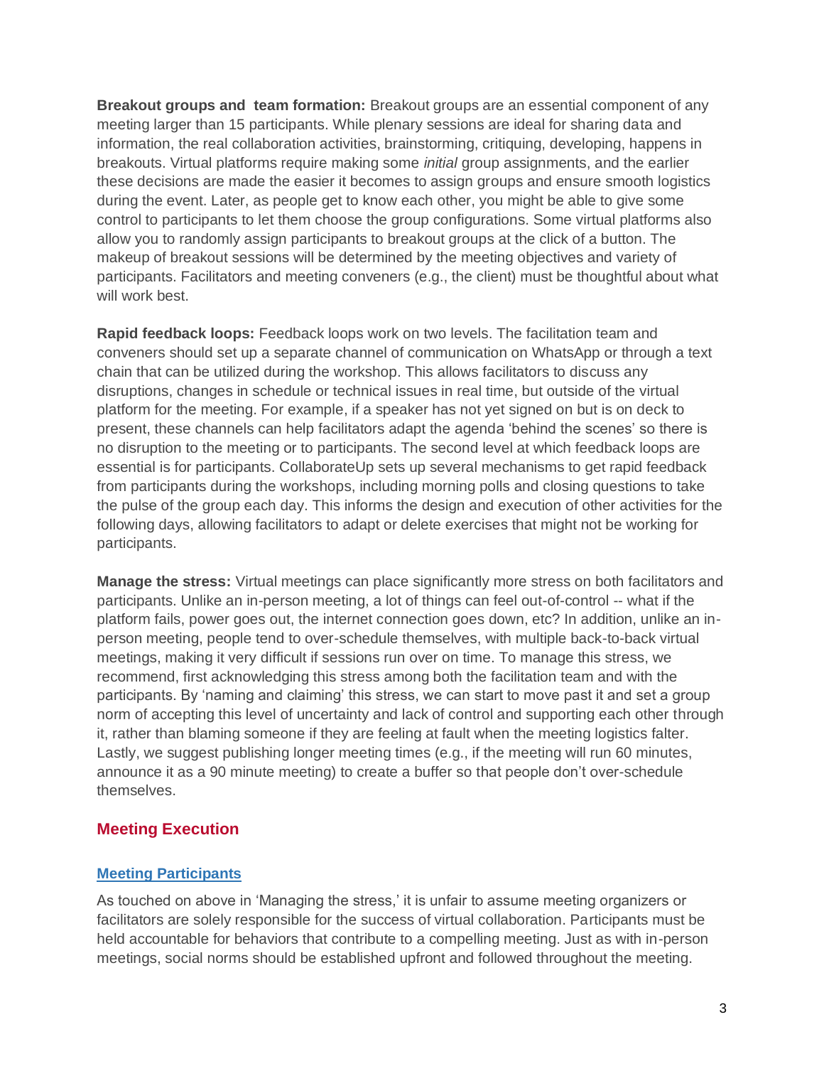**Breakout groups and  team formation:** Breakout groups are an essential component of any meeting larger than 15 participants. While plenary sessions are ideal for sharing data and information, the real collaboration activities, brainstorming, critiquing, developing, happens in breakouts. Virtual platforms require making some *initial* group assignments, and the earlier these decisions are made the easier it becomes to assign groups and ensure smooth logistics during the event. Later, as people get to know each other, you might be able to give some control to participants to let them choose the group configurations. Some virtual platforms also allow you to randomly assign participants to breakout groups at the click of a button. The makeup of breakout sessions will be determined by the meeting objectives and variety of participants. Facilitators and meeting conveners (e.g., the client) must be thoughtful about what will work best.

**Rapid feedback loops:** Feedback loops work on two levels. The facilitation team and conveners should set up a separate channel of communication on WhatsApp or through a text chain that can be utilized during the workshop. This allows facilitators to discuss any disruptions, changes in schedule or technical issues in real time, but outside of the virtual platform for the meeting. For example, if a speaker has not yet signed on but is on deck to present, these channels can help facilitators adapt the agenda 'behind the scenes' so there is no disruption to the meeting or to participants. The second level at which feedback loops are essential is for participants. CollaborateUp sets up several mechanisms to get rapid feedback from participants during the workshops, including morning polls and closing questions to take the pulse of the group each day. This informs the design and execution of other activities for the following days, allowing facilitators to adapt or delete exercises that might not be working for participants.

**Manage the stress:** Virtual meetings can place significantly more stress on both facilitators and participants. Unlike an in-person meeting, a lot of things can feel out-of-control -- what if the platform fails, power goes out, the internet connection goes down, etc? In addition, unlike an in-person meeting, people tend to over-schedule themselves, with multiple back-to-back virtual meetings, making it very difficult if sessions run over on time. To manage this stress, we recommend, first acknowledging this stress among both the facilitation team and with the participants. By 'naming and claiming' this stress, we can start to move past it and set a group norm of accepting this level of uncertainty and lack of control and supporting each other through it, rather than blaming someone if they are feeling at fault when the meeting logistics falter. Lastly, we suggest publishing longer meeting times (e.g., if the meeting will run 60 minutes, announce it as a 90 minute meeting) to create a buffer so that people don't over-schedule themselves.

## Meeting Execution

### Meeting Participants

As touched on above in 'Managing the stress,' it is unfair to assume meeting organizers or facilitators are solely responsible for the success of virtual collaboration. Participants must be held accountable for behaviors that contribute to a compelling meeting. Just as with in-person meetings, social norms should be established upfront and followed throughout the meeting.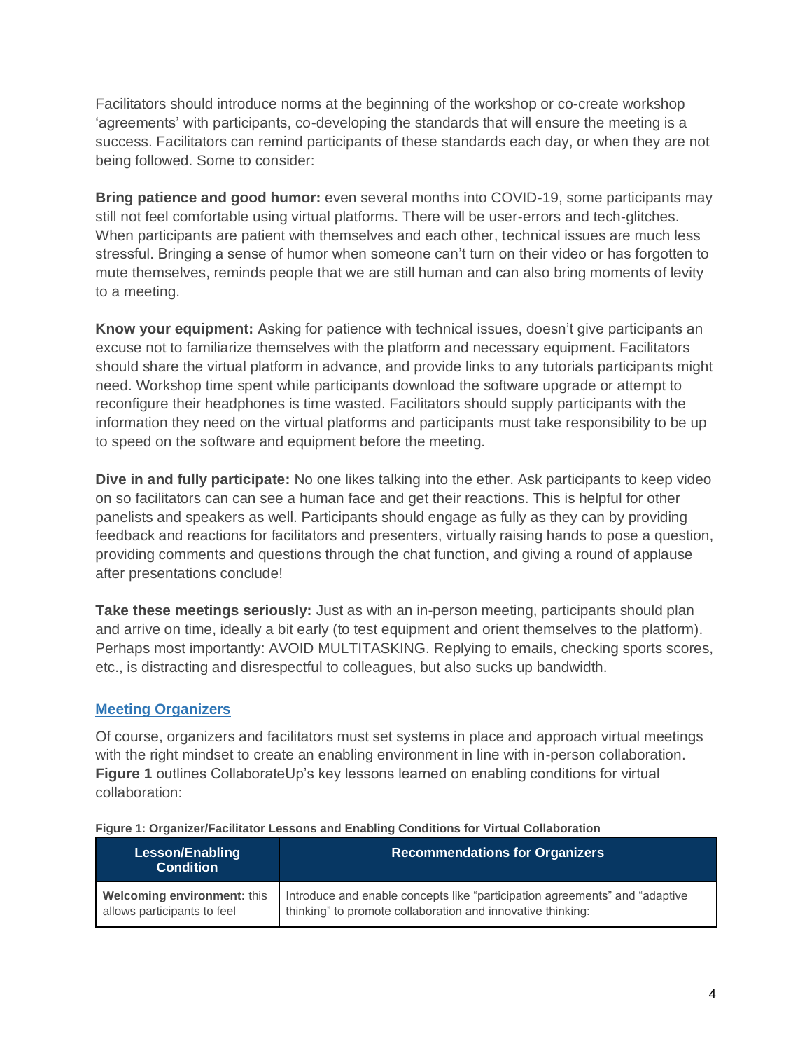Facilitators should introduce norms at the beginning of the workshop or co-create workshop 'agreements' with participants, co-developing the standards that will ensure the meeting is a success. Facilitators can remind participants of these standards each day, or when they are not being followed. Some to consider:

**Bring patience and good humor:** even several months into COVID-19, some participants may still not feel comfortable using virtual platforms. There will be user-errors and tech-glitches. When participants are patient with themselves and each other, technical issues are much less stressful. Bringing a sense of humor when someone can't turn on their video or has forgotten to mute themselves, reminds people that we are still human and can also bring moments of levity to a meeting.

**Know your equipment:** Asking for patience with technical issues, doesn't give participants an excuse not to familiarize themselves with the platform and necessary equipment. Facilitators should share the virtual platform in advance, and provide links to any tutorials participants might need. Workshop time spent while participants download the software upgrade or attempt to reconfigure their headphones is time wasted. Facilitators should supply participants with the information they need on the virtual platforms and participants must take responsibility to be up to speed on the software and equipment before the meeting.

**Dive in and fully participate:** No one likes talking into the ether. Ask participants to keep video on so facilitators can can see a human face and get their reactions. This is helpful for other panelists and speakers as well. Participants should engage as fully as they can by providing feedback and reactions for facilitators and presenters, virtually raising hands to pose a question, providing comments and questions through the chat function, and giving a round of applause after presentations conclude!

**Take these meetings seriously:** Just as with an in-person meeting, participants should plan and arrive on time, ideally a bit early (to test equipment and orient themselves to the platform). Perhaps most importantly: AVOID MULTITASKING. Replying to emails, checking sports scores, etc., is distracting and disrespectful to colleagues, but also sucks up bandwidth.

### Meeting Organizers

Of course, organizers and facilitators must set systems in place and approach virtual meetings with the right mindset to create an enabling environment in line with in-person collaboration. **Figure 1** outlines CollaborateUp's key lessons learned on enabling conditions for virtual collaboration:

**Figure 1: Organizer/Facilitator Lessons and Enabling Conditions for Virtual Collaboration**

| Lesson/Enabling Condition | Recommendations for Organizers |
|---|---|
| **Welcoming environment:** this allows participants to feel | Introduce and enable concepts like "participation agreements" and "adaptive thinking" to promote collaboration and innovative thinking: |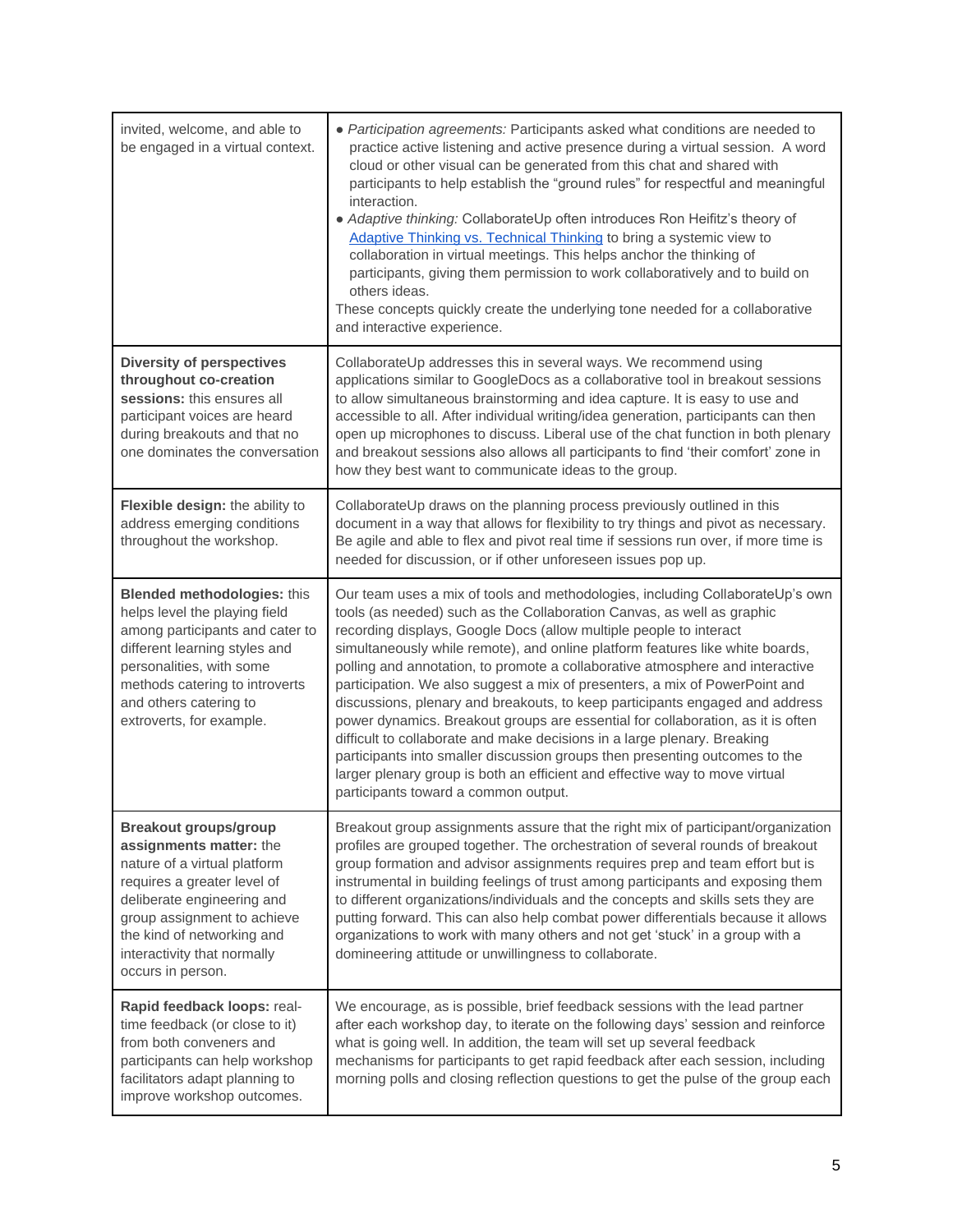| | |
|---|---|
| invited, welcome, and able to be engaged in a virtual context. | • *Participation agreements:* Participants asked what conditions are needed to practice active listening and active presence during a virtual session. A word cloud or other visual can be generated from this chat and shared with participants to help establish the "ground rules" for respectful and meaningful interaction.<br>• *Adaptive thinking:* CollaborateUp often introduces Ron Heifitz's theory of [Adaptive Thinking vs. Technical Thinking]() to bring a systemic view to collaboration in virtual meetings. This helps anchor the thinking of participants, giving them permission to work collaboratively and to build on others ideas.<br>These concepts quickly create the underlying tone needed for a collaborative and interactive experience. |
| **Diversity of perspectives throughout co-creation sessions:** this ensures all participant voices are heard during breakouts and that no one dominates the conversation | CollaborateUp addresses this in several ways. We recommend using applications similar to GoogleDocs as a collaborative tool in breakout sessions to allow simultaneous brainstorming and idea capture. It is easy to use and accessible to all. After individual writing/idea generation, participants can then open up microphones to discuss. Liberal use of the chat function in both plenary and breakout sessions also allows all participants to find 'their comfort' zone in how they best want to communicate ideas to the group. |
| **Flexible design:** the ability to address emerging conditions throughout the workshop. | CollaborateUp draws on the planning process previously outlined in this document in a way that allows for flexibility to try things and pivot as necessary. Be agile and able to flex and pivot real time if sessions run over, if more time is needed for discussion, or if other unforeseen issues pop up. |
| **Blended methodologies:** this helps level the playing field among participants and cater to different learning styles and personalities, with some methods catering to introverts and others catering to extroverts, for example. | Our team uses a mix of tools and methodologies, including CollaborateUp's own tools (as needed) such as the Collaboration Canvas, as well as graphic recording displays, Google Docs (allow multiple people to interact simultaneously while remote), and online platform features like white boards, polling and annotation, to promote a collaborative atmosphere and interactive participation. We also suggest a mix of presenters, a mix of PowerPoint and discussions, plenary and breakouts, to keep participants engaged and address power dynamics. Breakout groups are essential for collaboration, as it is often difficult to collaborate and make decisions in a large plenary. Breaking participants into smaller discussion groups then presenting outcomes to the larger plenary group is both an efficient and effective way to move virtual participants toward a common output. |
| **Breakout groups/group assignments matter:** the nature of a virtual platform requires a greater level of deliberate engineering and group assignment to achieve the kind of networking and interactivity that normally occurs in person. | Breakout group assignments assure that the right mix of participant/organization profiles are grouped together. The orchestration of several rounds of breakout group formation and advisor assignments requires prep and team effort but is instrumental in building feelings of trust among participants and exposing them to different organizations/individuals and the concepts and skills sets they are putting forward. This can also help combat power differentials because it allows organizations to work with many others and not get 'stuck' in a group with a domineering attitude or unwillingness to collaborate. |
| **Rapid feedback loops:** real-time feedback (or close to it) from both conveners and participants can help workshop facilitators adapt planning to improve workshop outcomes. | We encourage, as is possible, brief feedback sessions with the lead partner after each workshop day, to iterate on the following days' session and reinforce what is going well. In addition, the team will set up several feedback mechanisms for participants to get rapid feedback after each session, including morning polls and closing reflection questions to get the pulse of the group each |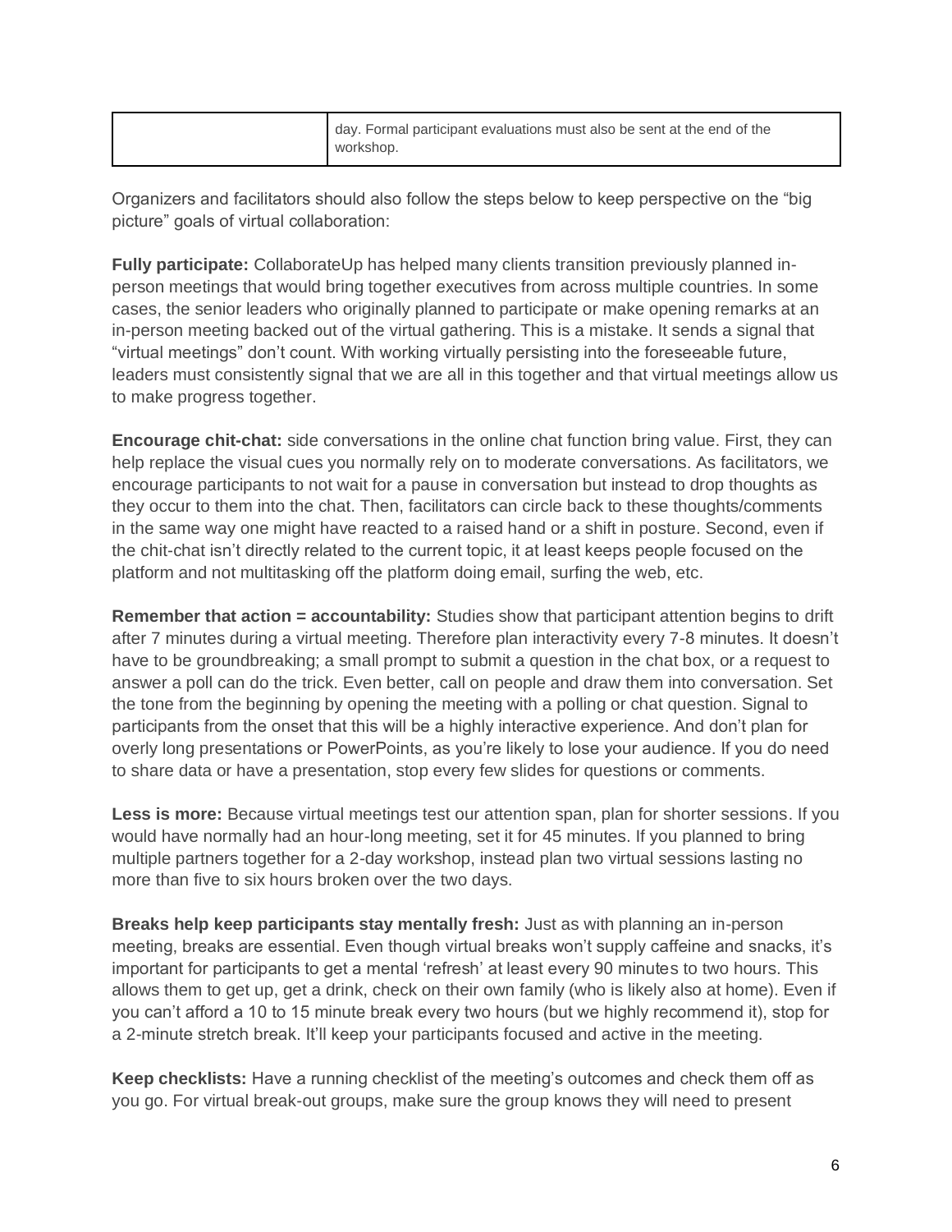| | |
|---|---|
| | day. Formal participant evaluations must also be sent at the end of the workshop. |

Organizers and facilitators should also follow the steps below to keep perspective on the “big picture” goals of virtual collaboration:

**Fully participate:** CollaborateUp has helped many clients transition previously planned in-person meetings that would bring together executives from across multiple countries. In some cases, the senior leaders who originally planned to participate or make opening remarks at an in-person meeting backed out of the virtual gathering. This is a mistake. It sends a signal that “virtual meetings” don’t count. With working virtually persisting into the foreseeable future, leaders must consistently signal that we are all in this together and that virtual meetings allow us to make progress together.

**Encourage chit-chat:** side conversations in the online chat function bring value. First, they can help replace the visual cues you normally rely on to moderate conversations. As facilitators, we encourage participants to not wait for a pause in conversation but instead to drop thoughts as they occur to them into the chat. Then, facilitators can circle back to these thoughts/comments in the same way one might have reacted to a raised hand or a shift in posture. Second, even if the chit-chat isn’t directly related to the current topic, it at least keeps people focused on the platform and not multitasking off the platform doing email, surfing the web, etc.

**Remember that action = accountability:** Studies show that participant attention begins to drift after 7 minutes during a virtual meeting. Therefore plan interactivity every 7-8 minutes. It doesn’t have to be groundbreaking; a small prompt to submit a question in the chat box, or a request to answer a poll can do the trick. Even better, call on people and draw them into conversation. Set the tone from the beginning by opening the meeting with a polling or chat question. Signal to participants from the onset that this will be a highly interactive experience. And don’t plan for overly long presentations or PowerPoints, as you’re likely to lose your audience. If you do need to share data or have a presentation, stop every few slides for questions or comments.

**Less is more:** Because virtual meetings test our attention span, plan for shorter sessions. If you would have normally had an hour-long meeting, set it for 45 minutes. If you planned to bring multiple partners together for a 2-day workshop, instead plan two virtual sessions lasting no more than five to six hours broken over the two days.

**Breaks help keep participants stay mentally fresh:** Just as with planning an in-person meeting, breaks are essential. Even though virtual breaks won’t supply caffeine and snacks, it’s important for participants to get a mental ‘refresh’ at least every 90 minutes to two hours. This allows them to get up, get a drink, check on their own family (who is likely also at home). Even if you can’t afford a 10 to 15 minute break every two hours (but we highly recommend it), stop for a 2-minute stretch break. It’ll keep your participants focused and active in the meeting.

**Keep checklists:** Have a running checklist of the meeting’s outcomes and check them off as you go. For virtual break-out groups, make sure the group knows they will need to present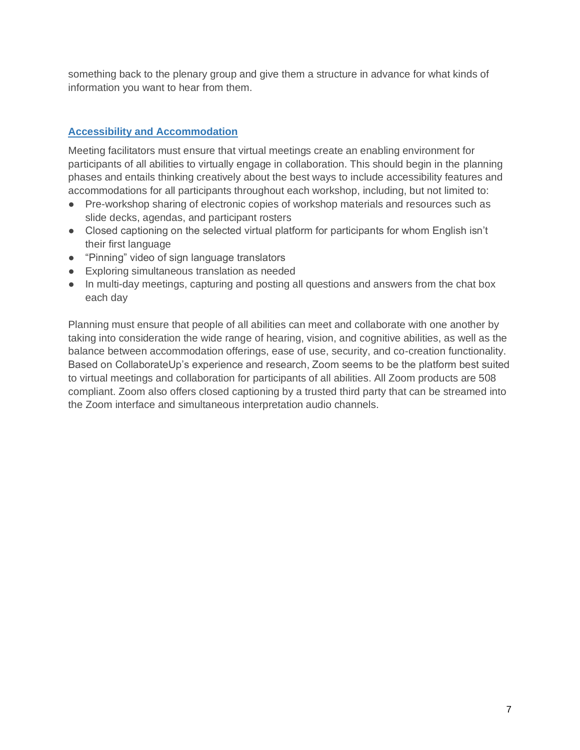something back to the plenary group and give them a structure in advance for what kinds of information you want to hear from them.

## Accessibility and Accommodation

Meeting facilitators must ensure that virtual meetings create an enabling environment for participants of all abilities to virtually engage in collaboration. This should begin in the planning phases and entails thinking creatively about the best ways to include accessibility features and accommodations for all participants throughout each workshop, including, but not limited to:

- Pre-workshop sharing of electronic copies of workshop materials and resources such as slide decks, agendas, and participant rosters
- Closed captioning on the selected virtual platform for participants for whom English isn't their first language
- "Pinning" video of sign language translators
- Exploring simultaneous translation as needed
- In multi-day meetings, capturing and posting all questions and answers from the chat box each day

Planning must ensure that people of all abilities can meet and collaborate with one another by taking into consideration the wide range of hearing, vision, and cognitive abilities, as well as the balance between accommodation offerings, ease of use, security, and co-creation functionality. Based on CollaborateUp's experience and research, Zoom seems to be the platform best suited to virtual meetings and collaboration for participants of all abilities. All Zoom products are 508 compliant. Zoom also offers closed captioning by a trusted third party that can be streamed into the Zoom interface and simultaneous interpretation audio channels.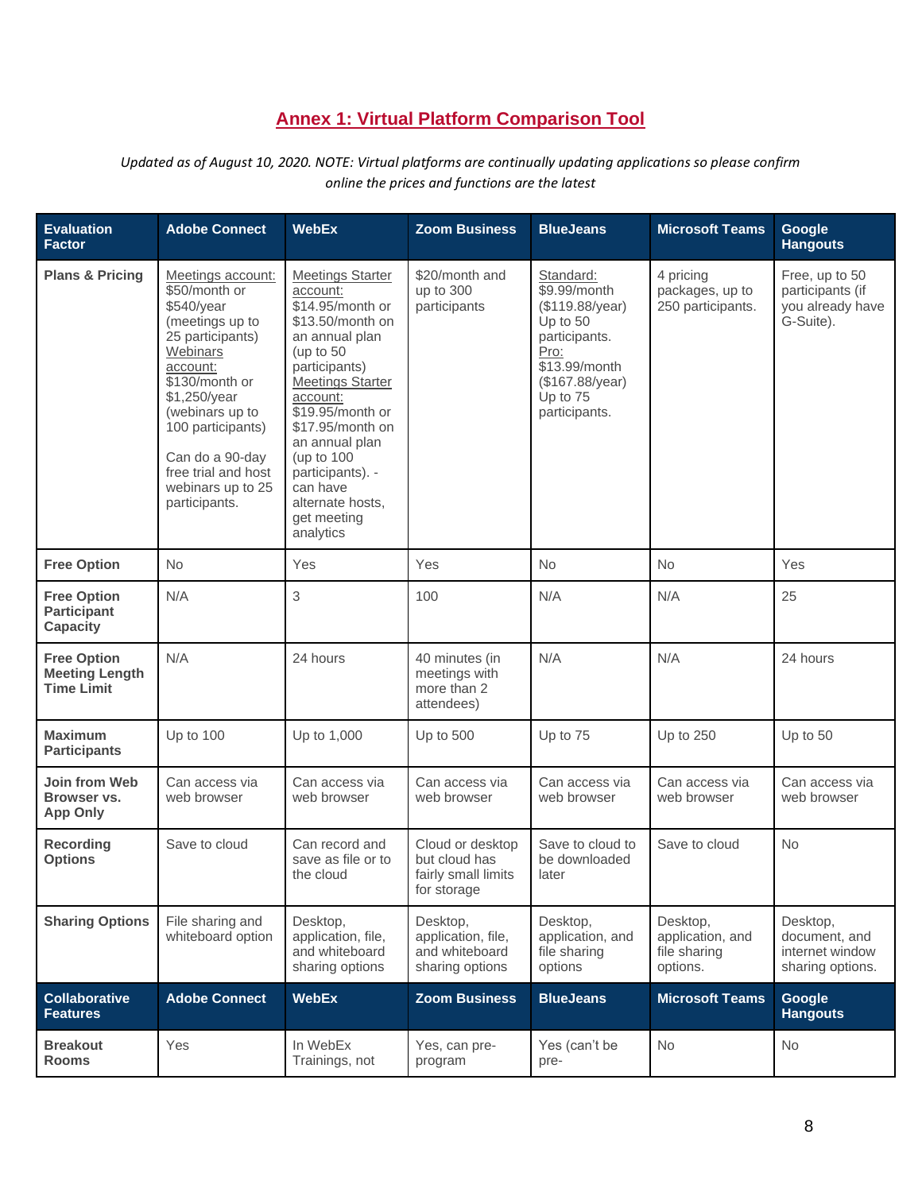## Annex 1: Virtual Platform Comparison Tool

*Updated as of August 10, 2020. NOTE: Virtual platforms are continually updating applications so please confirm online the prices and functions are the latest*

| Evaluation Factor | Adobe Connect | WebEx | Zoom Business | BlueJeans | Microsoft Teams | Google Hangouts |
|---|---|---|---|---|---|---|
| **Plans & Pricing** | Meetings account: $50/month or $540/year (meetings up to 25 participants) Webinars account: $130/month or $1,250/year (webinars up to 100 participants)<br><br>Can do a 90-day free trial and host webinars up to 25 participants. | Meetings Starter account: $14.95/month or $13.50/month on an annual plan (up to 50 participants) Meetings Starter account: $19.95/month or $17.95/month on an annual plan (up to 100 participants). - can have alternate hosts, get meeting analytics | $20/month and up to 300 participants | Standard: $9.99/month ($119.88/year) Up to 50 participants. Pro: $13.99/month ($167.88/year) Up to 75 participants. | 4 pricing packages, up to 250 participants. | Free, up to 50 participants (if you already have G-Suite). |
| **Free Option** | No | Yes | Yes | No | No | Yes |
| **Free Option Participant Capacity** | N/A | 3 | 100 | N/A | N/A | 25 |
| **Free Option Meeting Length Time Limit** | N/A | 24 hours | 40 minutes (in meetings with more than 2 attendees) | N/A | N/A | 24 hours |
| **Maximum Participants** | Up to 100 | Up to 1,000 | Up to 500 | Up to 75 | Up to 250 | Up to 50 |
| **Join from Web Browser vs. App Only** | Can access via web browser | Can access via web browser | Can access via web browser | Can access via web browser | Can access via web browser | Can access via web browser |
| **Recording Options** | Save to cloud | Can record and save as file or to the cloud | Cloud or desktop but cloud has fairly small limits for storage | Save to cloud to be downloaded later | Save to cloud | No |
| **Sharing Options** | File sharing and whiteboard option | Desktop, application, file, and whiteboard sharing options | Desktop, application, file, and whiteboard sharing options | Desktop, application, and file sharing options | Desktop, application, and file sharing options. | Desktop, document, and internet window sharing options. |
| **Collaborative Features** | **Adobe Connect** | **WebEx** | **Zoom Business** | **BlueJeans** | **Microsoft Teams** | **Google Hangouts** |
| **Breakout Rooms** | Yes | In WebEx Trainings, not | Yes, can pre-program | Yes (can't be pre- | No | No |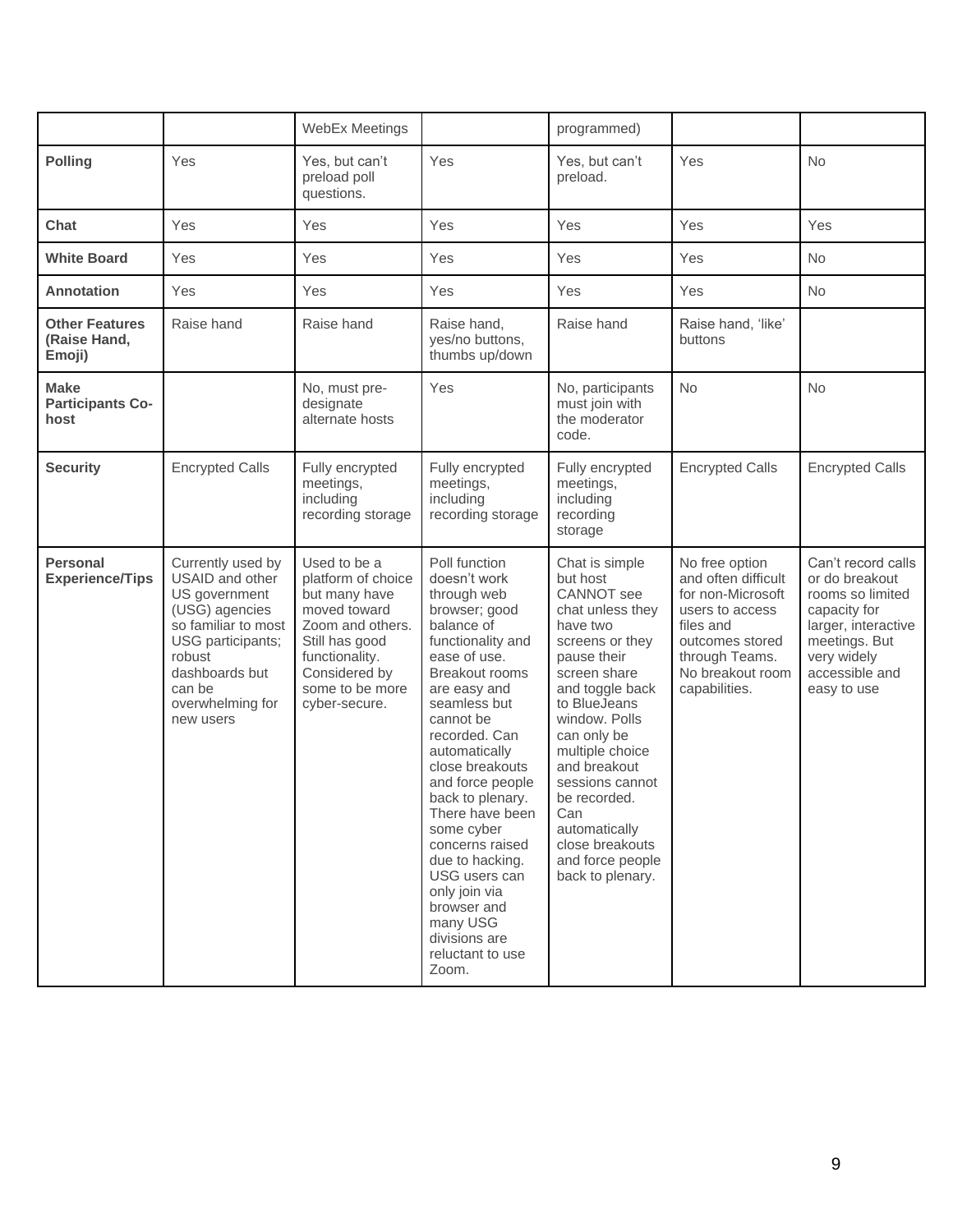| | | | | | | |
|---|---|---|---|---|---|---|
| | | WebEx Meetings | | programmed) | | |
| **Polling** | Yes | Yes, but can't preload poll questions. | Yes | Yes, but can't preload. | Yes | No |
| **Chat** | Yes | Yes | Yes | Yes | Yes | Yes |
| **White Board** | Yes | Yes | Yes | Yes | Yes | No |
| **Annotation** | Yes | Yes | Yes | Yes | Yes | No |
| **Other Features (Raise Hand, Emoji)** | Raise hand | Raise hand | Raise hand, yes/no buttons, thumbs up/down | Raise hand | Raise hand, 'like' buttons | |
| **Make Participants Co-host** | | No, must pre-designate alternate hosts | Yes | No, participants must join with the moderator code. | No | No |
| **Security** | Encrypted Calls | Fully encrypted meetings, including recording storage | Fully encrypted meetings, including recording storage | Fully encrypted meetings, including recording storage | Encrypted Calls | Encrypted Calls |
| **Personal Experience/Tips** | Currently used by USAID and other US government (USG) agencies so familiar to most USG participants; robust dashboards but can be overwhelming for new users | Used to be a platform of choice but many have moved toward Zoom and others. Still has good functionality. Considered by some to be more cyber-secure. | Poll function doesn't work through web browser; good balance of functionality and ease of use. Breakout rooms are easy and seamless but cannot be recorded. Can automatically close breakouts and force people back to plenary. There have been some cyber concerns raised due to hacking. USG users can only join via browser and many USG divisions are reluctant to use Zoom. | Chat is simple but host CANNOT see chat unless they have two screens or they pause their screen share and toggle back to BlueJeans window. Polls can only be multiple choice and breakout sessions cannot be recorded. Can automatically close breakouts and force people back to plenary. | No free option and often difficult for non-Microsoft users to access files and outcomes stored through Teams. No breakout room capabilities. | Can't record calls or do breakout rooms so limited capacity for larger, interactive meetings. But very widely accessible and easy to use |